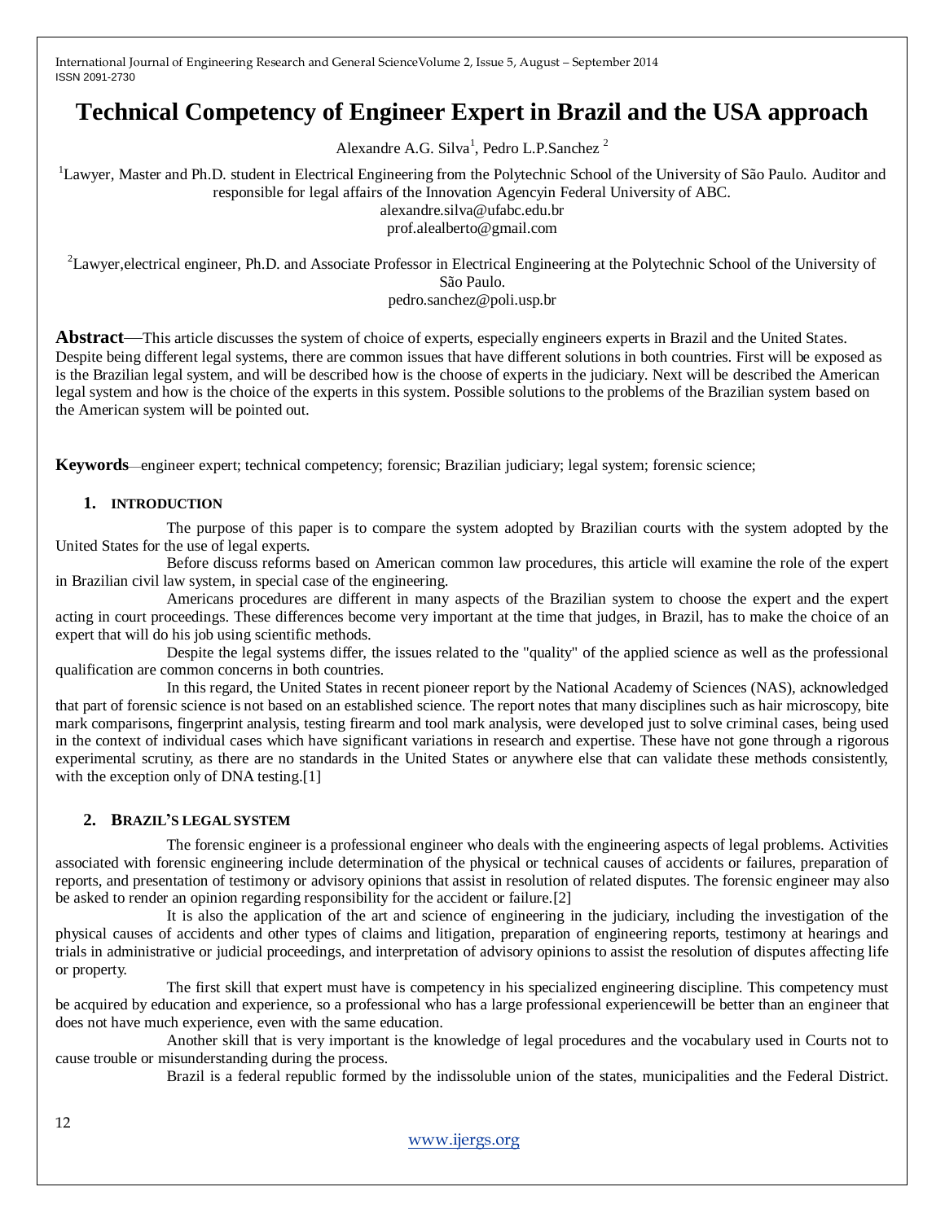# Technical Competency of Engineer Expert in Brazil and the USA approach

Alexandre A.G. Silva[1], Pedro L.P.Sanchez [2]

[1]Lawyer, Master and Ph.D. student in Electrical Engineering from the Polytechnic School of the University of São Paulo. Auditor and responsible for legal affairs of the Innovation Agencyin Federal University of ABC.
alexandre.silva@ufabc.edu.br
prof.alealberto@gmail.com

[2]Lawyer,electrical engineer, Ph.D. and Associate Professor in Electrical Engineering at the Polytechnic School of the University of São Paulo.
pedro.sanchez@poli.usp.br

**Abstract**—This article discusses the system of choice of experts, especially engineers experts in Brazil and the United States. Despite being different legal systems, there are common issues that have different solutions in both countries. First will be exposed as is the Brazilian legal system, and will be described how is the choose of experts in the judiciary. Next will be described the American legal system and how is the choice of the experts in this system. Possible solutions to the problems of the Brazilian system based on the American system will be pointed out.

**Keywords**—engineer expert; technical competency; forensic; Brazilian judiciary; legal system; forensic science;

## 1. INTRODUCTION

The purpose of this paper is to compare the system adopted by Brazilian courts with the system adopted by the United States for the use of legal experts.

Before discuss reforms based on American common law procedures, this article will examine the role of the expert in Brazilian civil law system, in special case of the engineering.

Americans procedures are different in many aspects of the Brazilian system to choose the expert and the expert acting in court proceedings. These differences become very important at the time that judges, in Brazil, has to make the choice of an expert that will do his job using scientific methods.

Despite the legal systems differ, the issues related to the "quality" of the applied science as well as the professional qualification are common concerns in both countries.

In this regard, the United States in recent pioneer report by the National Academy of Sciences (NAS), acknowledged that part of forensic science is not based on an established science. The report notes that many disciplines such as hair microscopy, bite mark comparisons, fingerprint analysis, testing firearm and tool mark analysis, were developed just to solve criminal cases, being used in the context of individual cases which have significant variations in research and expertise. These have not gone through a rigorous experimental scrutiny, as there are no standards in the United States or anywhere else that can validate these methods consistently, with the exception only of DNA testing.[1]

## 2. BRAZIL'S LEGAL SYSTEM

The forensic engineer is a professional engineer who deals with the engineering aspects of legal problems. Activities associated with forensic engineering include determination of the physical or technical causes of accidents or failures, preparation of reports, and presentation of testimony or advisory opinions that assist in resolution of related disputes. The forensic engineer may also be asked to render an opinion regarding responsibility for the accident or failure.[2]

It is also the application of the art and science of engineering in the judiciary, including the investigation of the physical causes of accidents and other types of claims and litigation, preparation of engineering reports, testimony at hearings and trials in administrative or judicial proceedings, and interpretation of advisory opinions to assist the resolution of disputes affecting life or property.

The first skill that expert must have is competency in his specialized engineering discipline. This competency must be acquired by education and experience, so a professional who has a large professional experiencewill be better than an engineer that does not have much experience, even with the same education.

Another skill that is very important is the knowledge of legal procedures and the vocabulary used in Courts not to cause trouble or misunderstanding during the process.

Brazil is a federal republic formed by the indissoluble union of the states, municipalities and the Federal District.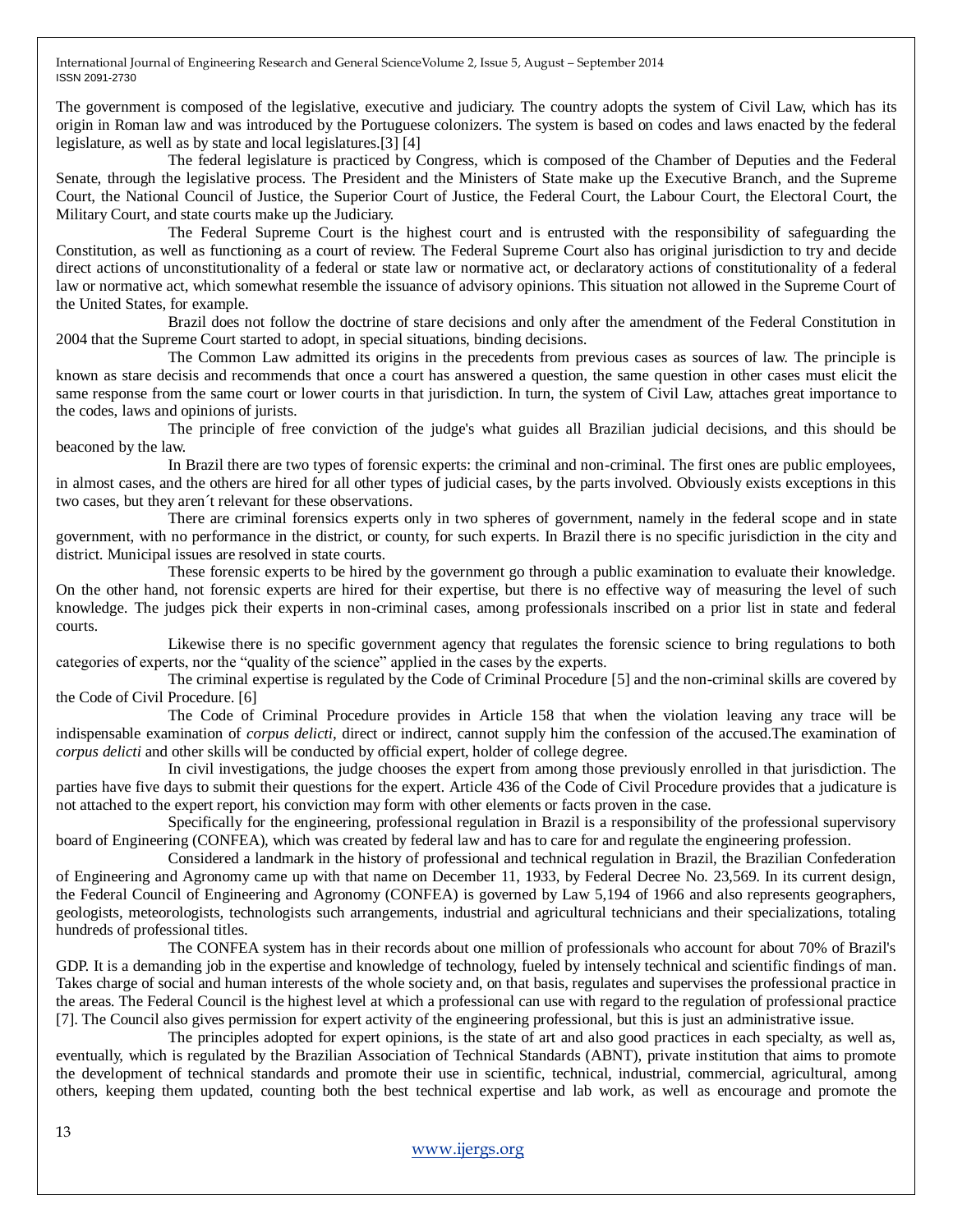The government is composed of the legislative, executive and judiciary. The country adopts the system of Civil Law, which has its origin in Roman law and was introduced by the Portuguese colonizers. The system is based on codes and laws enacted by the federal legislature, as well as by state and local legislatures.[3] [4]

The federal legislature is practiced by Congress, which is composed of the Chamber of Deputies and the Federal Senate, through the legislative process. The President and the Ministers of State make up the Executive Branch, and the Supreme Court, the National Council of Justice, the Superior Court of Justice, the Federal Court, the Labour Court, the Electoral Court, the Military Court, and state courts make up the Judiciary.

The Federal Supreme Court is the highest court and is entrusted with the responsibility of safeguarding the Constitution, as well as functioning as a court of review. The Federal Supreme Court also has original jurisdiction to try and decide direct actions of unconstitutionality of a federal or state law or normative act, or declaratory actions of constitutionality of a federal law or normative act, which somewhat resemble the issuance of advisory opinions. This situation not allowed in the Supreme Court of the United States, for example.

Brazil does not follow the doctrine of stare decisions and only after the amendment of the Federal Constitution in 2004 that the Supreme Court started to adopt, in special situations, binding decisions.

The Common Law admitted its origins in the precedents from previous cases as sources of law. The principle is known as stare decisis and recommends that once a court has answered a question, the same question in other cases must elicit the same response from the same court or lower courts in that jurisdiction. In turn, the system of Civil Law, attaches great importance to the codes, laws and opinions of jurists.

The principle of free conviction of the judge's what guides all Brazilian judicial decisions, and this should be beaconed by the law.

In Brazil there are two types of forensic experts: the criminal and non-criminal. The first ones are public employees, in almost cases, and the others are hired for all other types of judicial cases, by the parts involved. Obviously exists exceptions in this two cases, but they aren´t relevant for these observations.

There are criminal forensics experts only in two spheres of government, namely in the federal scope and in state government, with no performance in the district, or county, for such experts. In Brazil there is no specific jurisdiction in the city and district. Municipal issues are resolved in state courts.

These forensic experts to be hired by the government go through a public examination to evaluate their knowledge. On the other hand, not forensic experts are hired for their expertise, but there is no effective way of measuring the level of such knowledge. The judges pick their experts in non-criminal cases, among professionals inscribed on a prior list in state and federal courts.

Likewise there is no specific government agency that regulates the forensic science to bring regulations to both categories of experts, nor the "quality of the science" applied in the cases by the experts.

The criminal expertise is regulated by the Code of Criminal Procedure [5] and the non-criminal skills are covered by the Code of Civil Procedure. [6]

The Code of Criminal Procedure provides in Article 158 that when the violation leaving any trace will be indispensable examination of *corpus delicti*, direct or indirect, cannot supply him the confession of the accused.The examination of *corpus delicti* and other skills will be conducted by official expert, holder of college degree.

In civil investigations, the judge chooses the expert from among those previously enrolled in that jurisdiction. The parties have five days to submit their questions for the expert. Article 436 of the Code of Civil Procedure provides that a judicature is not attached to the expert report, his conviction may form with other elements or facts proven in the case.

Specifically for the engineering, professional regulation in Brazil is a responsibility of the professional supervisory board of Engineering (CONFEA), which was created by federal law and has to care for and regulate the engineering profession.

Considered a landmark in the history of professional and technical regulation in Brazil, the Brazilian Confederation of Engineering and Agronomy came up with that name on December 11, 1933, by Federal Decree No. 23,569. In its current design, the Federal Council of Engineering and Agronomy (CONFEA) is governed by Law 5,194 of 1966 and also represents geographers, geologists, meteorologists, technologists such arrangements, industrial and agricultural technicians and their specializations, totaling hundreds of professional titles.

The CONFEA system has in their records about one million of professionals who account for about 70% of Brazil's GDP. It is a demanding job in the expertise and knowledge of technology, fueled by intensely technical and scientific findings of man. Takes charge of social and human interests of the whole society and, on that basis, regulates and supervises the professional practice in the areas. The Federal Council is the highest level at which a professional can use with regard to the regulation of professional practice [7]. The Council also gives permission for expert activity of the engineering professional, but this is just an administrative issue.

The principles adopted for expert opinions, is the state of art and also good practices in each specialty, as well as, eventually, which is regulated by the Brazilian Association of Technical Standards (ABNT), private institution that aims to promote the development of technical standards and promote their use in scientific, technical, industrial, commercial, agricultural, among others, keeping them updated, counting both the best technical expertise and lab work, as well as encourage and promote the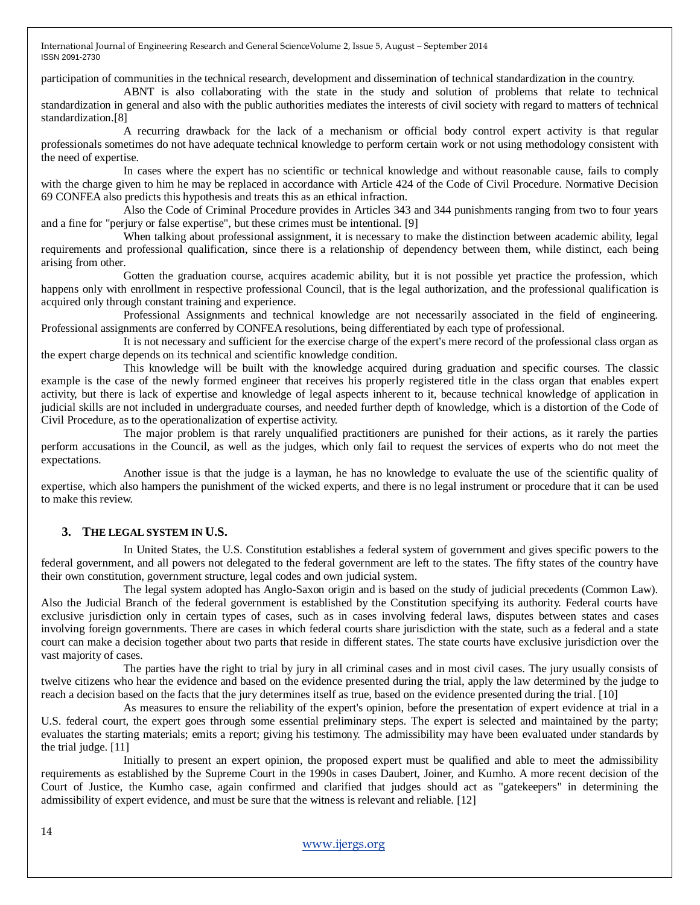participation of communities in the technical research, development and dissemination of technical standardization in the country.

ABNT is also collaborating with the state in the study and solution of problems that relate to technical standardization in general and also with the public authorities mediates the interests of civil society with regard to matters of technical standardization.[8]

A recurring drawback for the lack of a mechanism or official body control expert activity is that regular professionals sometimes do not have adequate technical knowledge to perform certain work or not using methodology consistent with the need of expertise.

In cases where the expert has no scientific or technical knowledge and without reasonable cause, fails to comply with the charge given to him he may be replaced in accordance with Article 424 of the Code of Civil Procedure. Normative Decision 69 CONFEA also predicts this hypothesis and treats this as an ethical infraction.

Also the Code of Criminal Procedure provides in Articles 343 and 344 punishments ranging from two to four years and a fine for "perjury or false expertise", but these crimes must be intentional. [9]

When talking about professional assignment, it is necessary to make the distinction between academic ability, legal requirements and professional qualification, since there is a relationship of dependency between them, while distinct, each being arising from other.

Gotten the graduation course, acquires academic ability, but it is not possible yet practice the profession, which happens only with enrollment in respective professional Council, that is the legal authorization, and the professional qualification is acquired only through constant training and experience.

Professional Assignments and technical knowledge are not necessarily associated in the field of engineering. Professional assignments are conferred by CONFEA resolutions, being differentiated by each type of professional.

It is not necessary and sufficient for the exercise charge of the expert's mere record of the professional class organ as the expert charge depends on its technical and scientific knowledge condition.

This knowledge will be built with the knowledge acquired during graduation and specific courses. The classic example is the case of the newly formed engineer that receives his properly registered title in the class organ that enables expert activity, but there is lack of expertise and knowledge of legal aspects inherent to it, because technical knowledge of application in judicial skills are not included in undergraduate courses, and needed further depth of knowledge, which is a distortion of the Code of Civil Procedure, as to the operationalization of expertise activity.

The major problem is that rarely unqualified practitioners are punished for their actions, as it rarely the parties perform accusations in the Council, as well as the judges, which only fail to request the services of experts who do not meet the expectations.

Another issue is that the judge is a layman, he has no knowledge to evaluate the use of the scientific quality of expertise, which also hampers the punishment of the wicked experts, and there is no legal instrument or procedure that it can be used to make this review.

## 3. THE LEGAL SYSTEM IN U.S.

In United States, the U.S. Constitution establishes a federal system of government and gives specific powers to the federal government, and all powers not delegated to the federal government are left to the states. The fifty states of the country have their own constitution, government structure, legal codes and own judicial system.

The legal system adopted has Anglo-Saxon origin and is based on the study of judicial precedents (Common Law). Also the Judicial Branch of the federal government is established by the Constitution specifying its authority. Federal courts have exclusive jurisdiction only in certain types of cases, such as in cases involving federal laws, disputes between states and cases involving foreign governments. There are cases in which federal courts share jurisdiction with the state, such as a federal and a state court can make a decision together about two parts that reside in different states. The state courts have exclusive jurisdiction over the vast majority of cases.

The parties have the right to trial by jury in all criminal cases and in most civil cases. The jury usually consists of twelve citizens who hear the evidence and based on the evidence presented during the trial, apply the law determined by the judge to reach a decision based on the facts that the jury determines itself as true, based on the evidence presented during the trial. [10]

As measures to ensure the reliability of the expert's opinion, before the presentation of expert evidence at trial in a U.S. federal court, the expert goes through some essential preliminary steps. The expert is selected and maintained by the party; evaluates the starting materials; emits a report; giving his testimony. The admissibility may have been evaluated under standards by the trial judge. [11]

Initially to present an expert opinion, the proposed expert must be qualified and able to meet the admissibility requirements as established by the Supreme Court in the 1990s in cases Daubert, Joiner, and Kumho. A more recent decision of the Court of Justice, the Kumho case, again confirmed and clarified that judges should act as "gatekeepers" in determining the admissibility of expert evidence, and must be sure that the witness is relevant and reliable. [12]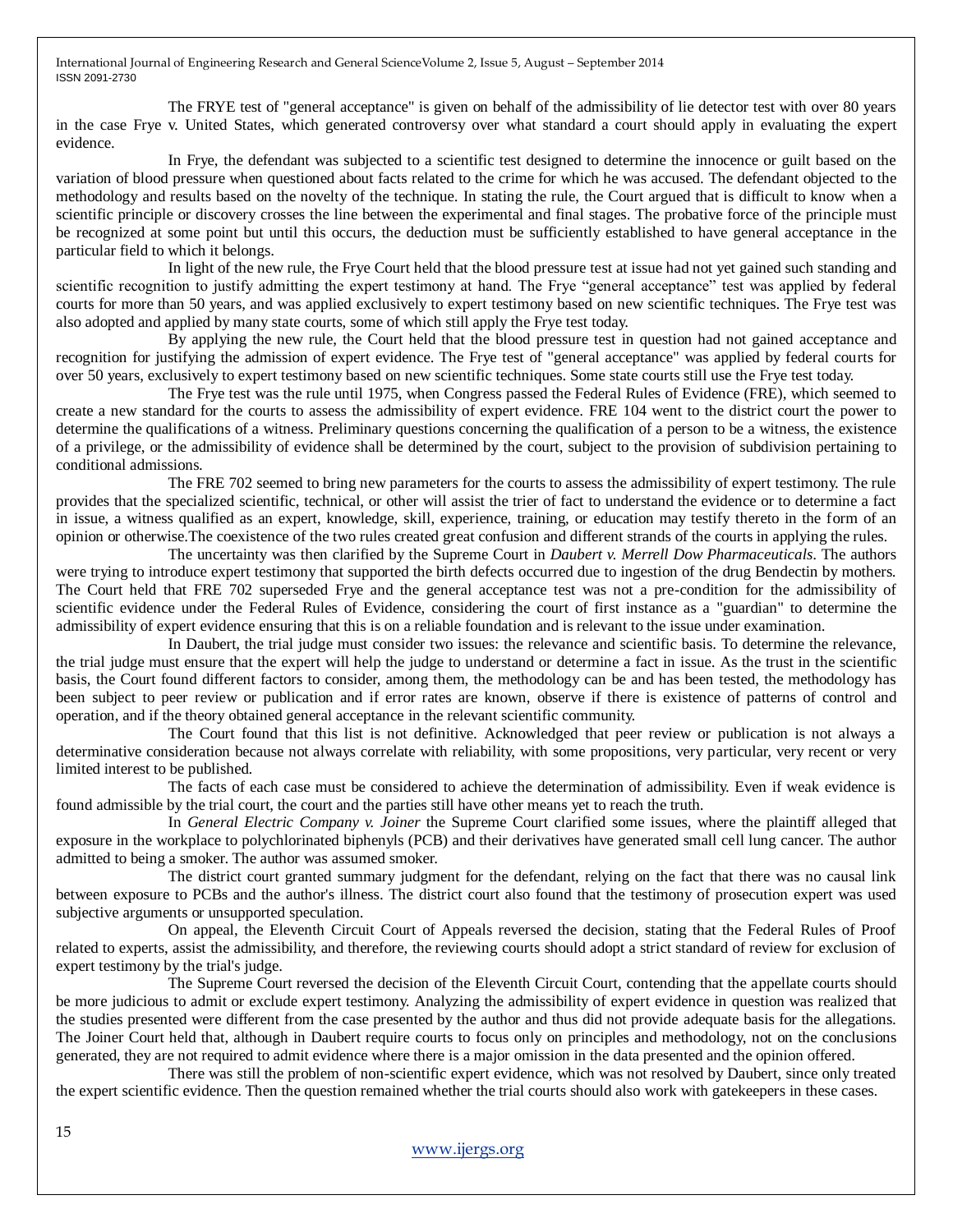The FRYE test of "general acceptance" is given on behalf of the admissibility of lie detector test with over 80 years in the case Frye v. United States, which generated controversy over what standard a court should apply in evaluating the expert evidence.

In Frye, the defendant was subjected to a scientific test designed to determine the innocence or guilt based on the variation of blood pressure when questioned about facts related to the crime for which he was accused. The defendant objected to the methodology and results based on the novelty of the technique. In stating the rule, the Court argued that is difficult to know when a scientific principle or discovery crosses the line between the experimental and final stages. The probative force of the principle must be recognized at some point but until this occurs, the deduction must be sufficiently established to have general acceptance in the particular field to which it belongs.

In light of the new rule, the Frye Court held that the blood pressure test at issue had not yet gained such standing and scientific recognition to justify admitting the expert testimony at hand. The Frye "general acceptance" test was applied by federal courts for more than 50 years, and was applied exclusively to expert testimony based on new scientific techniques. The Frye test was also adopted and applied by many state courts, some of which still apply the Frye test today.

By applying the new rule, the Court held that the blood pressure test in question had not gained acceptance and recognition for justifying the admission of expert evidence. The Frye test of "general acceptance" was applied by federal courts for over 50 years, exclusively to expert testimony based on new scientific techniques. Some state courts still use the Frye test today.

The Frye test was the rule until 1975, when Congress passed the Federal Rules of Evidence (FRE), which seemed to create a new standard for the courts to assess the admissibility of expert evidence. FRE 104 went to the district court the power to determine the qualifications of a witness. Preliminary questions concerning the qualification of a person to be a witness, the existence of a privilege, or the admissibility of evidence shall be determined by the court, subject to the provision of subdivision pertaining to conditional admissions.

The FRE 702 seemed to bring new parameters for the courts to assess the admissibility of expert testimony. The rule provides that the specialized scientific, technical, or other will assist the trier of fact to understand the evidence or to determine a fact in issue, a witness qualified as an expert, knowledge, skill, experience, training, or education may testify thereto in the form of an opinion or otherwise.The coexistence of the two rules created great confusion and different strands of the courts in applying the rules.

The uncertainty was then clarified by the Supreme Court in *Daubert v. Merrell Dow Pharmaceuticals*. The authors were trying to introduce expert testimony that supported the birth defects occurred due to ingestion of the drug Bendectin by mothers. The Court held that FRE 702 superseded Frye and the general acceptance test was not a pre-condition for the admissibility of scientific evidence under the Federal Rules of Evidence, considering the court of first instance as a "guardian" to determine the admissibility of expert evidence ensuring that this is on a reliable foundation and is relevant to the issue under examination.

In Daubert, the trial judge must consider two issues: the relevance and scientific basis. To determine the relevance, the trial judge must ensure that the expert will help the judge to understand or determine a fact in issue. As the trust in the scientific basis, the Court found different factors to consider, among them, the methodology can be and has been tested, the methodology has been subject to peer review or publication and if error rates are known, observe if there is existence of patterns of control and operation, and if the theory obtained general acceptance in the relevant scientific community.

The Court found that this list is not definitive. Acknowledged that peer review or publication is not always a determinative consideration because not always correlate with reliability, with some propositions, very particular, very recent or very limited interest to be published.

The facts of each case must be considered to achieve the determination of admissibility. Even if weak evidence is found admissible by the trial court, the court and the parties still have other means yet to reach the truth.

In *General Electric Company v. Joiner* the Supreme Court clarified some issues, where the plaintiff alleged that exposure in the workplace to polychlorinated biphenyls (PCB) and their derivatives have generated small cell lung cancer. The author admitted to being a smoker. The author was assumed smoker.

The district court granted summary judgment for the defendant, relying on the fact that there was no causal link between exposure to PCBs and the author's illness. The district court also found that the testimony of prosecution expert was used subjective arguments or unsupported speculation.

On appeal, the Eleventh Circuit Court of Appeals reversed the decision, stating that the Federal Rules of Proof related to experts, assist the admissibility, and therefore, the reviewing courts should adopt a strict standard of review for exclusion of expert testimony by the trial's judge.

The Supreme Court reversed the decision of the Eleventh Circuit Court, contending that the appellate courts should be more judicious to admit or exclude expert testimony. Analyzing the admissibility of expert evidence in question was realized that the studies presented were different from the case presented by the author and thus did not provide adequate basis for the allegations. The Joiner Court held that, although in Daubert require courts to focus only on principles and methodology, not on the conclusions generated, they are not required to admit evidence where there is a major omission in the data presented and the opinion offered.

There was still the problem of non-scientific expert evidence, which was not resolved by Daubert, since only treated the expert scientific evidence. Then the question remained whether the trial courts should also work with gatekeepers in these cases.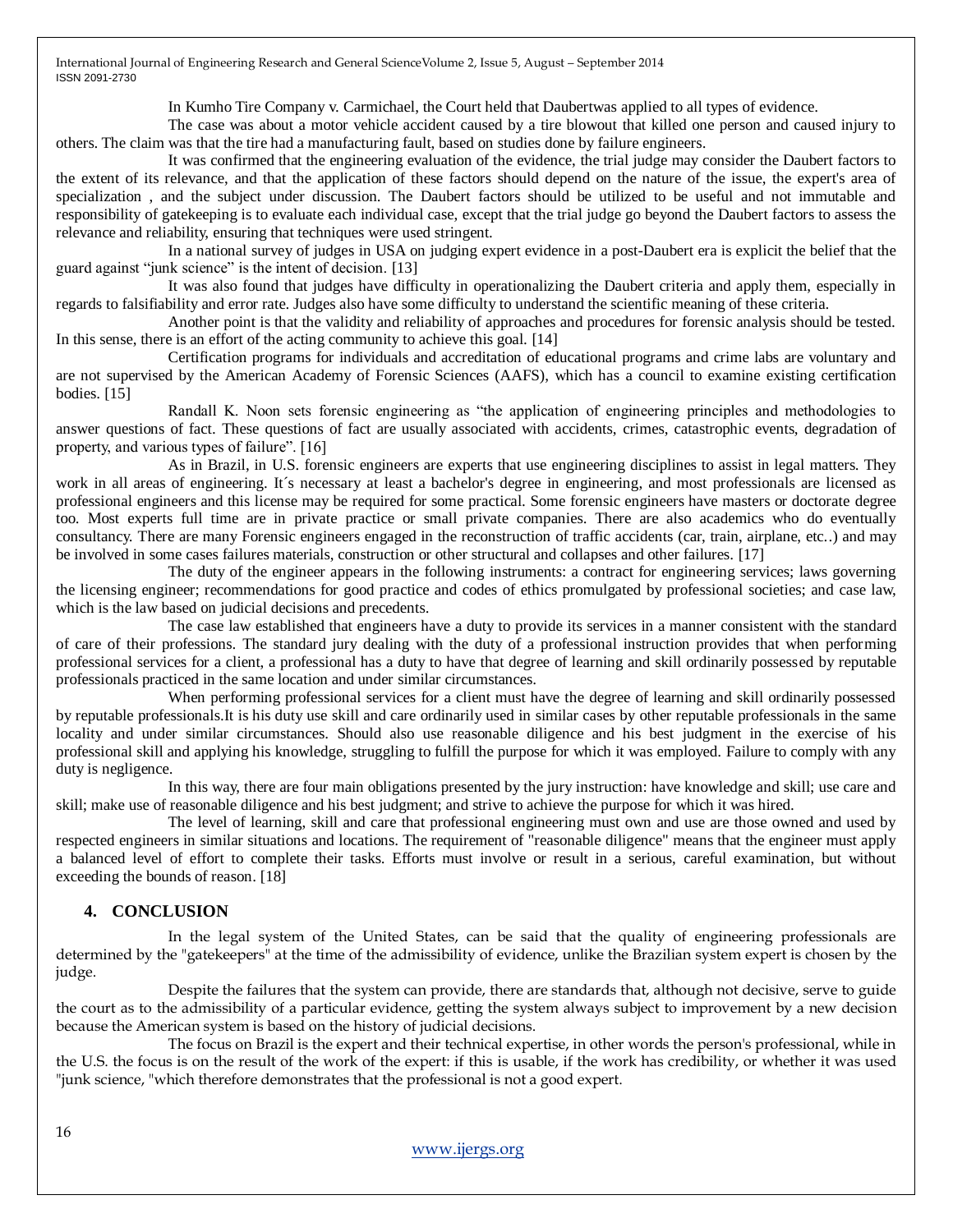In Kumho Tire Company v. Carmichael, the Court held that Daubertwas applied to all types of evidence.

The case was about a motor vehicle accident caused by a tire blowout that killed one person and caused injury to others. The claim was that the tire had a manufacturing fault, based on studies done by failure engineers.

It was confirmed that the engineering evaluation of the evidence, the trial judge may consider the Daubert factors to the extent of its relevance, and that the application of these factors should depend on the nature of the issue, the expert's area of specialization , and the subject under discussion. The Daubert factors should be utilized to be useful and not immutable and responsibility of gatekeeping is to evaluate each individual case, except that the trial judge go beyond the Daubert factors to assess the relevance and reliability, ensuring that techniques were used stringent.

In a national survey of judges in USA on judging expert evidence in a post-Daubert era is explicit the belief that the guard against “junk science” is the intent of decision. [13]

It was also found that judges have difficulty in operationalizing the Daubert criteria and apply them, especially in regards to falsifiability and error rate. Judges also have some difficulty to understand the scientific meaning of these criteria.

Another point is that the validity and reliability of approaches and procedures for forensic analysis should be tested. In this sense, there is an effort of the acting community to achieve this goal. [14]

Certification programs for individuals and accreditation of educational programs and crime labs are voluntary and are not supervised by the American Academy of Forensic Sciences (AAFS), which has a council to examine existing certification bodies. [15]

Randall K. Noon sets forensic engineering as “the application of engineering principles and methodologies to answer questions of fact. These questions of fact are usually associated with accidents, crimes, catastrophic events, degradation of property, and various types of failure”. [16]

As in Brazil, in U.S. forensic engineers are experts that use engineering disciplines to assist in legal matters. They work in all areas of engineering. It´s necessary at least a bachelor's degree in engineering, and most professionals are licensed as professional engineers and this license may be required for some practical. Some forensic engineers have masters or doctorate degree too. Most experts full time are in private practice or small private companies. There are also academics who do eventually consultancy. There are many Forensic engineers engaged in the reconstruction of traffic accidents (car, train, airplane, etc..) and may be involved in some cases failures materials, construction or other structural and collapses and other failures. [17]

The duty of the engineer appears in the following instruments: a contract for engineering services; laws governing the licensing engineer; recommendations for good practice and codes of ethics promulgated by professional societies; and case law, which is the law based on judicial decisions and precedents.

The case law established that engineers have a duty to provide its services in a manner consistent with the standard of care of their professions. The standard jury dealing with the duty of a professional instruction provides that when performing professional services for a client, a professional has a duty to have that degree of learning and skill ordinarily possessed by reputable professionals practiced in the same location and under similar circumstances.

When performing professional services for a client must have the degree of learning and skill ordinarily possessed by reputable professionals.It is his duty use skill and care ordinarily used in similar cases by other reputable professionals in the same locality and under similar circumstances. Should also use reasonable diligence and his best judgment in the exercise of his professional skill and applying his knowledge, struggling to fulfill the purpose for which it was employed. Failure to comply with any duty is negligence.

In this way, there are four main obligations presented by the jury instruction: have knowledge and skill; use care and skill; make use of reasonable diligence and his best judgment; and strive to achieve the purpose for which it was hired.

The level of learning, skill and care that professional engineering must own and use are those owned and used by respected engineers in similar situations and locations. The requirement of "reasonable diligence" means that the engineer must apply a balanced level of effort to complete their tasks. Efforts must involve or result in a serious, careful examination, but without exceeding the bounds of reason. [18]

## 4. CONCLUSION

In the legal system of the United States, can be said that the quality of engineering professionals are determined by the "gatekeepers" at the time of the admissibility of evidence, unlike the Brazilian system expert is chosen by the judge.

Despite the failures that the system can provide, there are standards that, although not decisive, serve to guide the court as to the admissibility of a particular evidence, getting the system always subject to improvement by a new decision because the American system is based on the history of judicial decisions.

The focus on Brazil is the expert and their technical expertise, in other words the person's professional, while in the U.S. the focus is on the result of the work of the expert: if this is usable, if the work has credibility, or whether it was used "junk science, "which therefore demonstrates that the professional is not a good expert.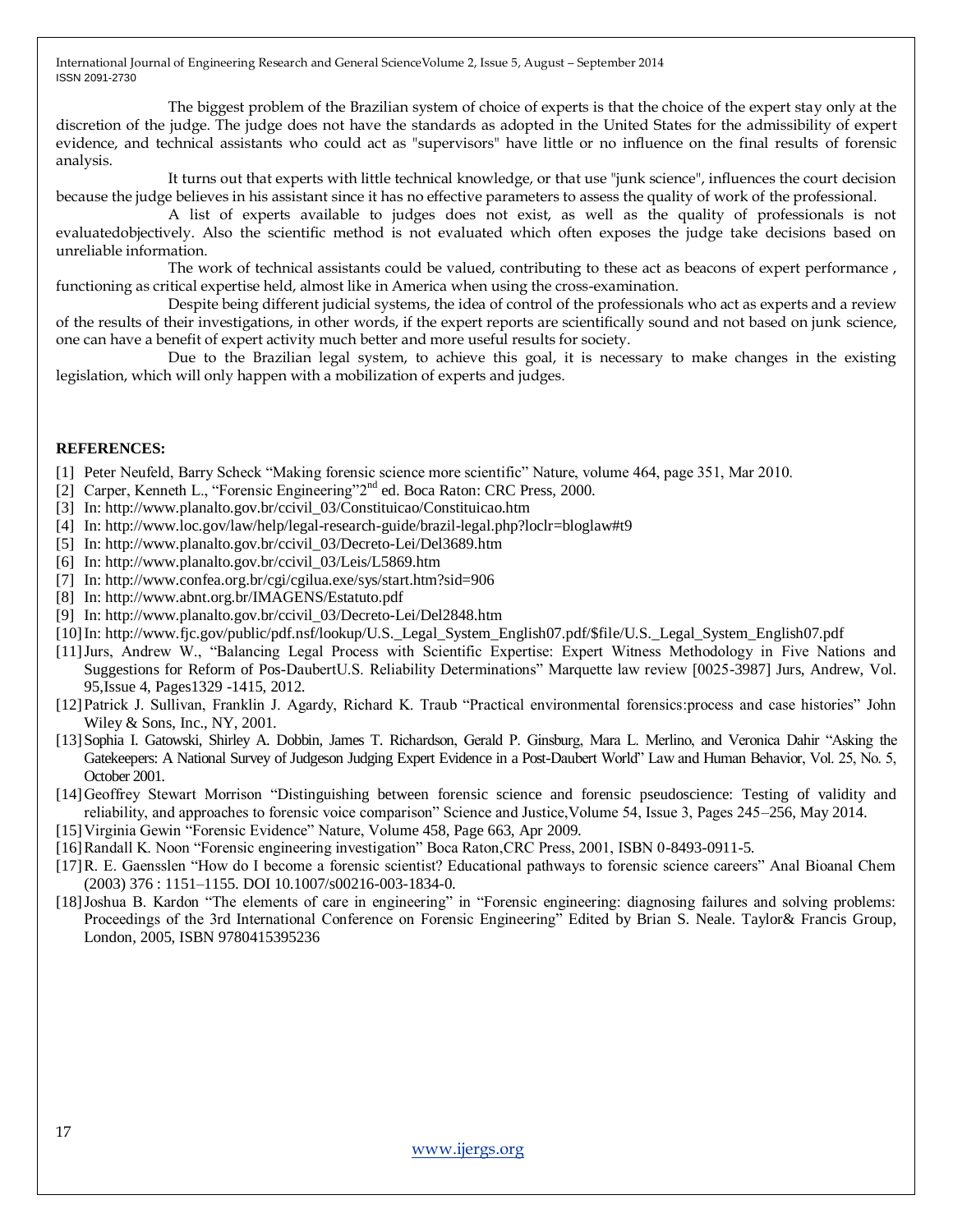The biggest problem of the Brazilian system of choice of experts is that the choice of the expert stay only at the discretion of the judge. The judge does not have the standards as adopted in the United States for the admissibility of expert evidence, and technical assistants who could act as "supervisors" have little or no influence on the final results of forensic analysis.

It turns out that experts with little technical knowledge, or that use "junk science", influences the court decision because the judge believes in his assistant since it has no effective parameters to assess the quality of work of the professional.

A list of experts available to judges does not exist, as well as the quality of professionals is not evaluatedobjectively. Also the scientific method is not evaluated which often exposes the judge take decisions based on unreliable information.

The work of technical assistants could be valued, contributing to these act as beacons of expert performance , functioning as critical expertise held, almost like in America when using the cross-examination.

Despite being different judicial systems, the idea of control of the professionals who act as experts and a review of the results of their investigations, in other words, if the expert reports are scientifically sound and not based on junk science, one can have a benefit of expert activity much better and more useful results for society.

Due to the Brazilian legal system, to achieve this goal, it is necessary to make changes in the existing legislation, which will only happen with a mobilization of experts and judges.

**REFERENCES:**

[1] Peter Neufeld, Barry Scheck "Making forensic science more scientific" Nature, volume 464, page 351, Mar 2010.

[2] Carper, Kenneth L., "Forensic Engineering"2nd ed. Boca Raton: CRC Press, 2000.

[3] In: http://www.planalto.gov.br/ccivil_03/Constituicao/Constituicao.htm

[4] In: http://www.loc.gov/law/help/legal-research-guide/brazil-legal.php?loclr=bloglaw#t9

[5] In: http://www.planalto.gov.br/ccivil_03/Decreto-Lei/Del3689.htm

[6] In: http://www.planalto.gov.br/ccivil_03/Leis/L5869.htm

[7] In: http://www.confea.org.br/cgi/cgilua.exe/sys/start.htm?sid=906

[8] In: http://www.abnt.org.br/IMAGENS/Estatuto.pdf

[9] In: http://www.planalto.gov.br/ccivil_03/Decreto-Lei/Del2848.htm

[10] In: http://www.fjc.gov/public/pdf.nsf/lookup/U.S._Legal_System_English07.pdf/$file/U.S._Legal_System_English07.pdf

[11] Jurs, Andrew W., "Balancing Legal Process with Scientific Expertise: Expert Witness Methodology in Five Nations and Suggestions for Reform of Pos-DaubertU.S. Reliability Determinations" Marquette law review [0025-3987] Jurs, Andrew, Vol. 95,Issue 4, Pages1329 -1415, 2012.

[12] Patrick J. Sullivan, Franklin J. Agardy, Richard K. Traub "Practical environmental forensics:process and case histories" John Wiley & Sons, Inc., NY, 2001.

[13] Sophia I. Gatowski, Shirley A. Dobbin, James T. Richardson, Gerald P. Ginsburg, Mara L. Merlino, and Veronica Dahir "Asking the Gatekeepers: A National Survey of Judgeson Judging Expert Evidence in a Post-Daubert World" Law and Human Behavior, Vol. 25, No. 5, October 2001.

[14] Geoffrey Stewart Morrison "Distinguishing between forensic science and forensic pseudoscience: Testing of validity and reliability, and approaches to forensic voice comparison" Science and Justice,Volume 54, Issue 3, Pages 245–256, May 2014.

[15] Virginia Gewin "Forensic Evidence" Nature, Volume 458, Page 663, Apr 2009.

[16] Randall K. Noon "Forensic engineering investigation" Boca Raton,CRC Press, 2001, ISBN 0-8493-0911-5.

[17] R. E. Gaensslen "How do I become a forensic scientist? Educational pathways to forensic science careers" Anal Bioanal Chem (2003) 376 : 1151–1155. DOI 10.1007/s00216-003-1834-0.

[18] Joshua B. Kardon "The elements of care in engineering" in "Forensic engineering: diagnosing failures and solving problems: Proceedings of the 3rd International Conference on Forensic Engineering" Edited by Brian S. Neale. Taylor& Francis Group, London, 2005, ISBN 9780415395236